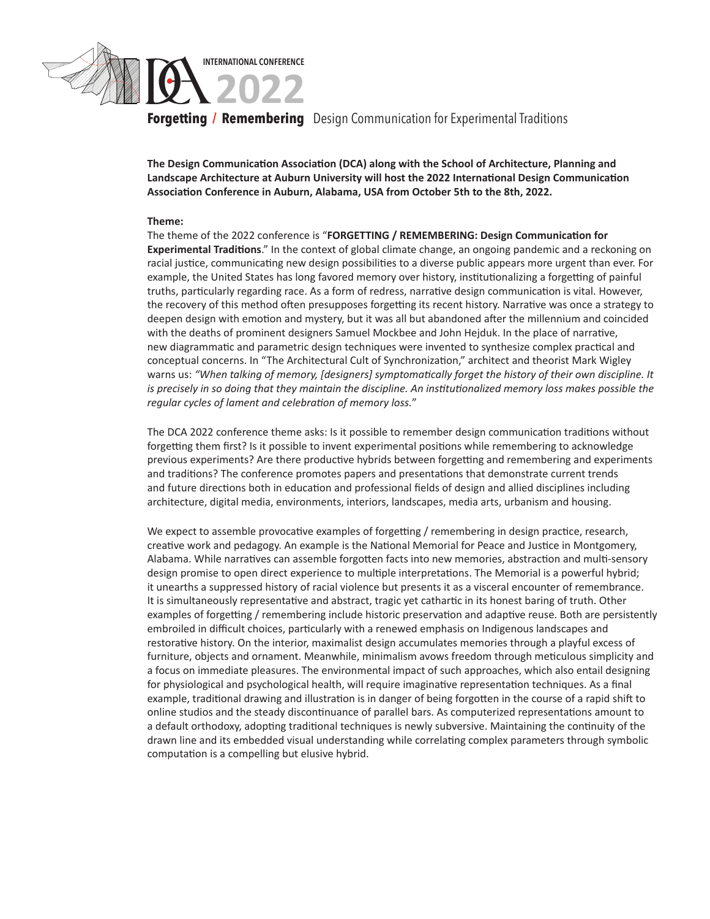INTERNATIONAL CONFERENCE

# DCA 2022

## Forgetting / Remembering Design Communication for Experimental Traditions

**The Design Communication Association (DCA) along with the School of Architecture, Planning and Landscape Architecture at Auburn University will host the 2022 International Design Communication Association Conference in Auburn, Alabama, USA from October 5th to the 8th, 2022.**

**Theme:**

The theme of the 2022 conference is "**FORGETTING / REMEMBERING: Design Communication for Experimental Traditions**." In the context of global climate change, an ongoing pandemic and a reckoning on racial justice, communicating new design possibilities to a diverse public appears more urgent than ever. For example, the United States has long favored memory over history, institutionalizing a forgetting of painful truths, particularly regarding race. As a form of redress, narrative design communication is vital. However, the recovery of this method often presupposes forgetting its recent history. Narrative was once a strategy to deepen design with emotion and mystery, but it was all but abandoned after the millennium and coincided with the deaths of prominent designers Samuel Mockbee and John Hejduk. In the place of narrative, new diagrammatic and parametric design techniques were invented to synthesize complex practical and conceptual concerns. In "The Architectural Cult of Synchronization," architect and theorist Mark Wigley warns us: *"When talking of memory, [designers] symptomatically forget the history of their own discipline. It is precisely in so doing that they maintain the discipline. An institutionalized memory loss makes possible the regular cycles of lament and celebration of memory loss.*"

The DCA 2022 conference theme asks: Is it possible to remember design communication traditions without forgetting them first? Is it possible to invent experimental positions while remembering to acknowledge previous experiments? Are there productive hybrids between forgetting and remembering and experiments and traditions? The conference promotes papers and presentations that demonstrate current trends and future directions both in education and professional fields of design and allied disciplines including architecture, digital media, environments, interiors, landscapes, media arts, urbanism and housing.

We expect to assemble provocative examples of forgetting / remembering in design practice, research, creative work and pedagogy. An example is the National Memorial for Peace and Justice in Montgomery, Alabama. While narratives can assemble forgotten facts into new memories, abstraction and multi-sensory design promise to open direct experience to multiple interpretations. The Memorial is a powerful hybrid; it unearths a suppressed history of racial violence but presents it as a visceral encounter of remembrance. It is simultaneously representative and abstract, tragic yet cathartic in its honest baring of truth. Other examples of forgetting / remembering include historic preservation and adaptive reuse. Both are persistently embroiled in difficult choices, particularly with a renewed emphasis on Indigenous landscapes and restorative history. On the interior, maximalist design accumulates memories through a playful excess of furniture, objects and ornament. Meanwhile, minimalism avows freedom through meticulous simplicity and a focus on immediate pleasures. The environmental impact of such approaches, which also entail designing for physiological and psychological health, will require imaginative representation techniques. As a final example, traditional drawing and illustration is in danger of being forgotten in the course of a rapid shift to online studios and the steady discontinuance of parallel bars. As computerized representations amount to a default orthodoxy, adopting traditional techniques is newly subversive. Maintaining the continuity of the drawn line and its embedded visual understanding while correlating complex parameters through symbolic computation is a compelling but elusive hybrid.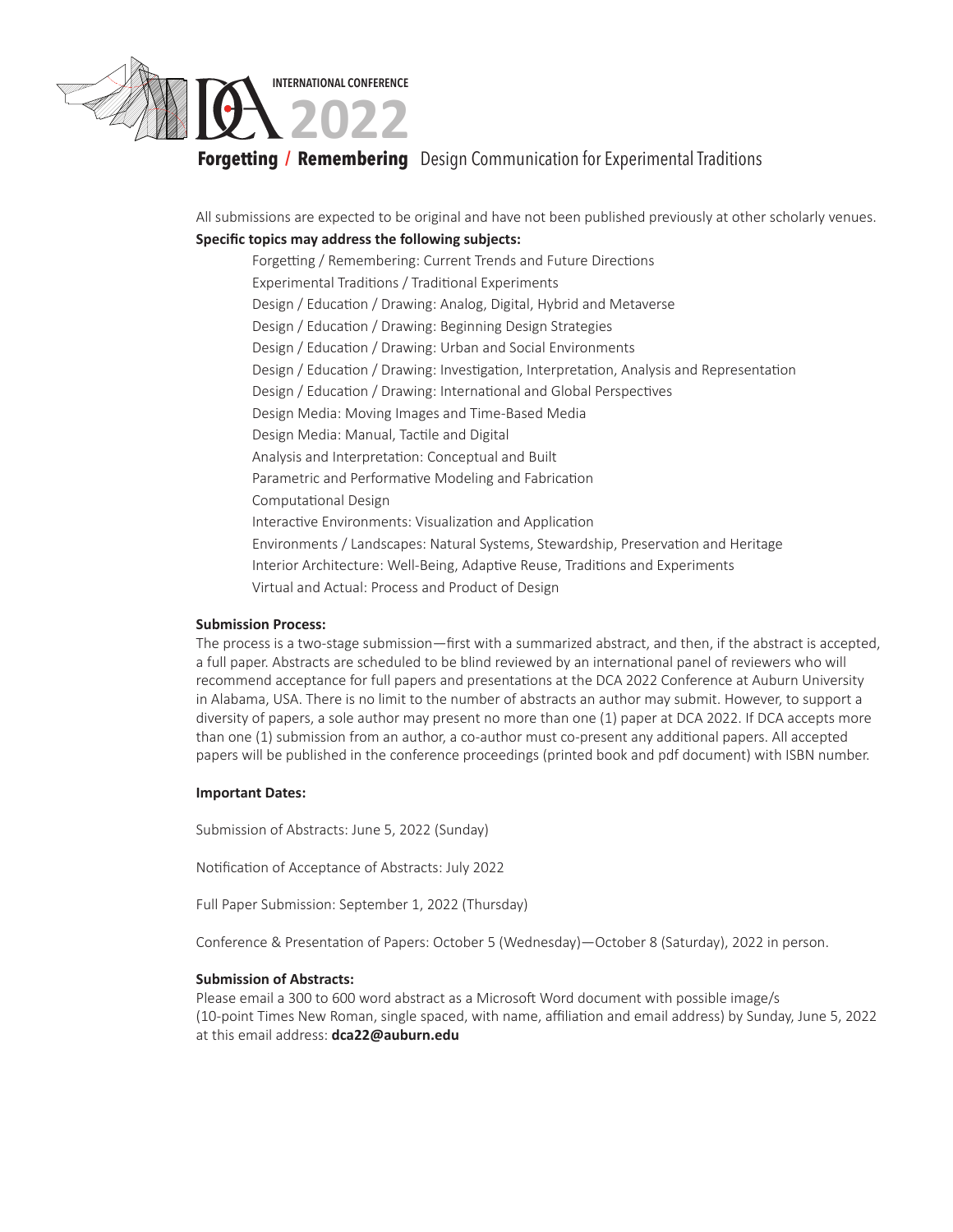INTERNATIONAL CONFERENCE

DCA 2022

**Forgetting / Remembering** Design Communication for Experimental Traditions

All submissions are expected to be original and have not been published previously at other scholarly venues.

**Specific topics may address the following subjects:**

- Forgetting / Remembering: Current Trends and Future Directions
- Experimental Traditions / Traditional Experiments
- Design / Education / Drawing: Analog, Digital, Hybrid and Metaverse
- Design / Education / Drawing: Beginning Design Strategies
- Design / Education / Drawing: Urban and Social Environments
- Design / Education / Drawing: Investigation, Interpretation, Analysis and Representation
- Design / Education / Drawing: International and Global Perspectives
- Design Media: Moving Images and Time-Based Media
- Design Media: Manual, Tactile and Digital
- Analysis and Interpretation: Conceptual and Built
- Parametric and Performative Modeling and Fabrication
- Computational Design
- Interactive Environments: Visualization and Application
- Environments / Landscapes: Natural Systems, Stewardship, Preservation and Heritage
- Interior Architecture: Well-Being, Adaptive Reuse, Traditions and Experiments
- Virtual and Actual: Process and Product of Design

**Submission Process:**

The process is a two-stage submission—first with a summarized abstract, and then, if the abstract is accepted, a full paper. Abstracts are scheduled to be blind reviewed by an international panel of reviewers who will recommend acceptance for full papers and presentations at the DCA 2022 Conference at Auburn University in Alabama, USA. There is no limit to the number of abstracts an author may submit. However, to support a diversity of papers, a sole author may present no more than one (1) paper at DCA 2022. If DCA accepts more than one (1) submission from an author, a co-author must co-present any additional papers. All accepted papers will be published in the conference proceedings (printed book and pdf document) with ISBN number.

**Important Dates:**

Submission of Abstracts: June 5, 2022 (Sunday)

Notification of Acceptance of Abstracts: July 2022

Full Paper Submission: September 1, 2022 (Thursday)

Conference & Presentation of Papers: October 5 (Wednesday)—October 8 (Saturday), 2022 in person.

**Submission of Abstracts:**

Please email a 300 to 600 word abstract as a Microsoft Word document with possible image/s (10-point Times New Roman, single spaced, with name, affiliation and email address) by Sunday, June 5, 2022 at this email address: **dca22@auburn.edu**